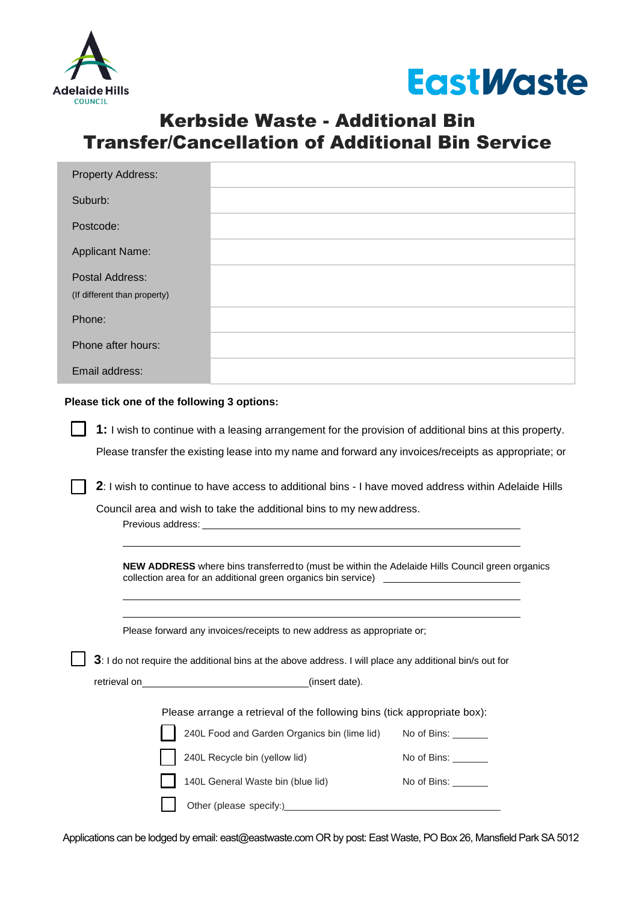Adelaide Hills COUNCIL

EastWaste

# Kerbside Waste - Additional Bin Transfer/Cancellation of Additional Bin Service

| | |
|---|---|
| Property Address: | |
| Suburb: | |
| Postcode: | |
| Applicant Name: | |
| Postal Address: (If different than property) | |
| Phone: | |
| Phone after hours: | |
| Email address: | |

**Please tick one of the following 3 options:**

☐ **1:** I wish to continue with a leasing arrangement for the provision of additional bins at this property. Please transfer the existing lease into my name and forward any invoices/receipts as appropriate; or

☐ **2**: I wish to continue to have access to additional bins - I have moved address within Adelaide Hills Council area and wish to take the additional bins to my new address.

Previous address: ______________________________________________

______________________________________________

**NEW ADDRESS** where bins transferred to (must be within the Adelaide Hills Council green organics collection area for an additional green organics bin service) ______________________

______________________________________________

______________________________________________

Please forward any invoices/receipts to new address as appropriate or;

☐ **3**: I do not require the additional bins at the above address. I will place any additional bin/s out for retrieval on ______________________(insert date).

Please arrange a retrieval of the following bins (tick appropriate box):

- ☐ 240L Food and Garden Organics bin (lime lid) — No of Bins: ______
- ☐ 240L Recycle bin (yellow lid) — No of Bins: ______
- ☐ 140L General Waste bin (blue lid) — No of Bins: ______
- ☐ Other (please specify:) ______________________________

Applications can be lodged by email: east@eastwaste.com OR by post: East Waste, PO Box 26, Mansfield Park SA 5012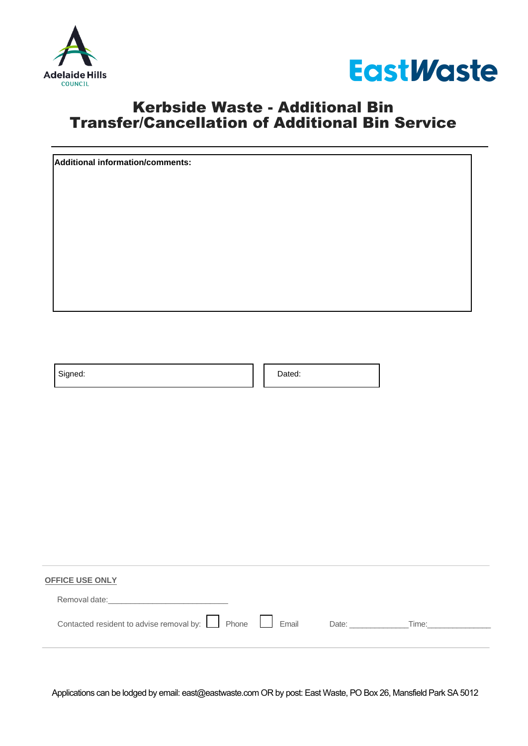Adelaide Hills COUNCIL

EastWaste

# Kerbside Waste - Additional Bin Transfer/Cancellation of Additional Bin Service

**Additional information/comments:**

Signed:

Dated:

**OFFICE USE ONLY**

Removal date:___________________________

Contacted resident to advise removal by: ☐ Phone ☐ Email Date: _____________Time:______________

Applications can be lodged by email: east@eastwaste.com OR by post: East Waste, PO Box 26, Mansfield Park SA 5012